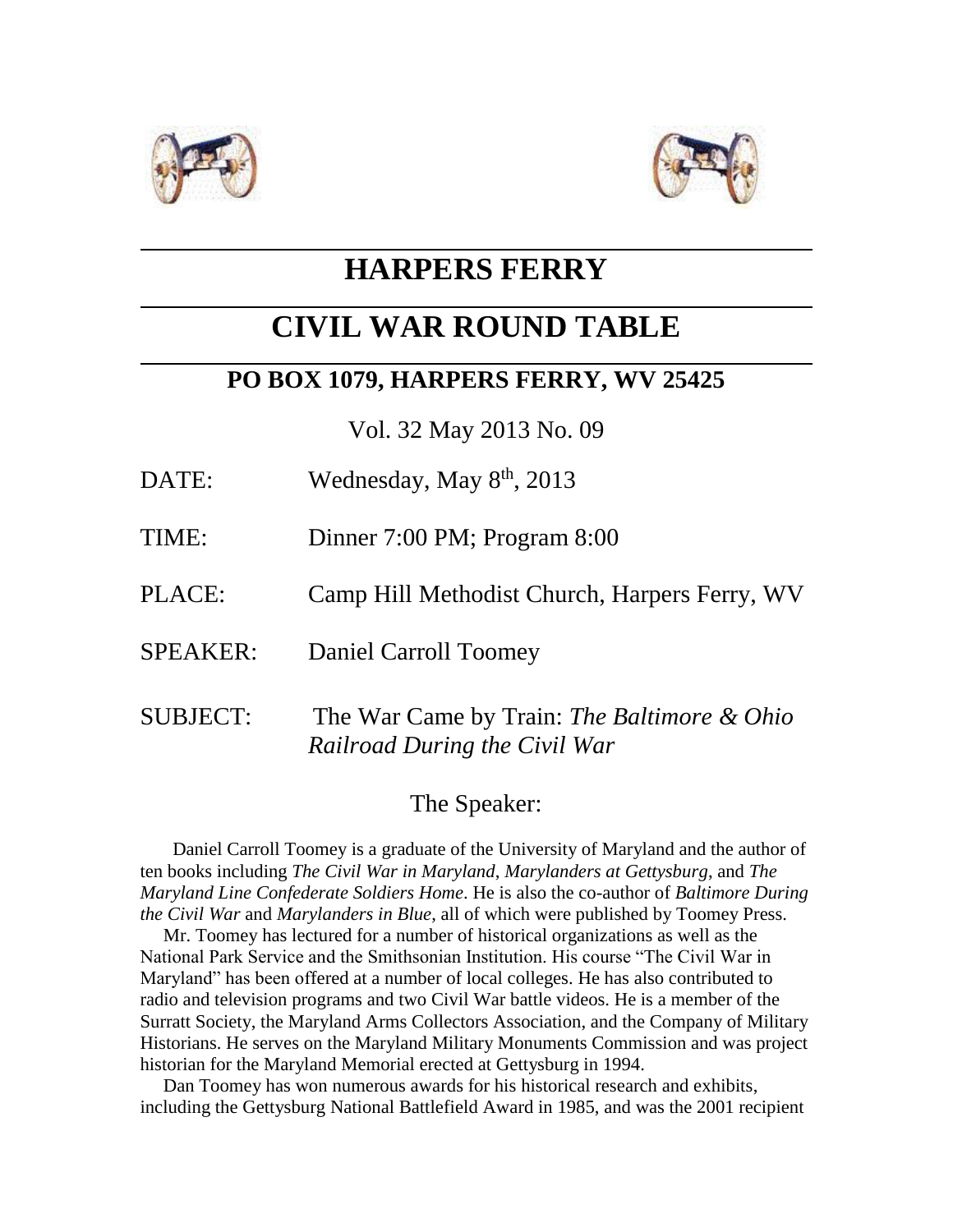# HARPERS FERRY

# CIVIL WAR ROUND TABLE

## PO BOX 1079, HARPERS FERRY, WV 25425

Vol. 32 May 2013 No. 09

DATE: Wednesday, May 8th, 2013

TIME: Dinner 7:00 PM; Program 8:00

PLACE: Camp Hill Methodist Church, Harpers Ferry, WV

SPEAKER: Daniel Carroll Toomey

SUBJECT: The War Came by Train: *The Baltimore & Ohio Railroad During the Civil War*

## The Speaker:

Daniel Carroll Toomey is a graduate of the University of Maryland and the author of ten books including *The Civil War in Maryland*, *Marylanders at Gettysburg*, and *The Maryland Line Confederate Soldiers Home*. He is also the co-author of *Baltimore During the Civil War* and *Marylanders in Blue*, all of which were published by Toomey Press.

Mr. Toomey has lectured for a number of historical organizations as well as the National Park Service and the Smithsonian Institution. His course "The Civil War in Maryland" has been offered at a number of local colleges. He has also contributed to radio and television programs and two Civil War battle videos. He is a member of the Surratt Society, the Maryland Arms Collectors Association, and the Company of Military Historians. He serves on the Maryland Military Monuments Commission and was project historian for the Maryland Memorial erected at Gettysburg in 1994.

Dan Toomey has won numerous awards for his historical research and exhibits, including the Gettysburg National Battlefield Award in 1985, and was the 2001 recipient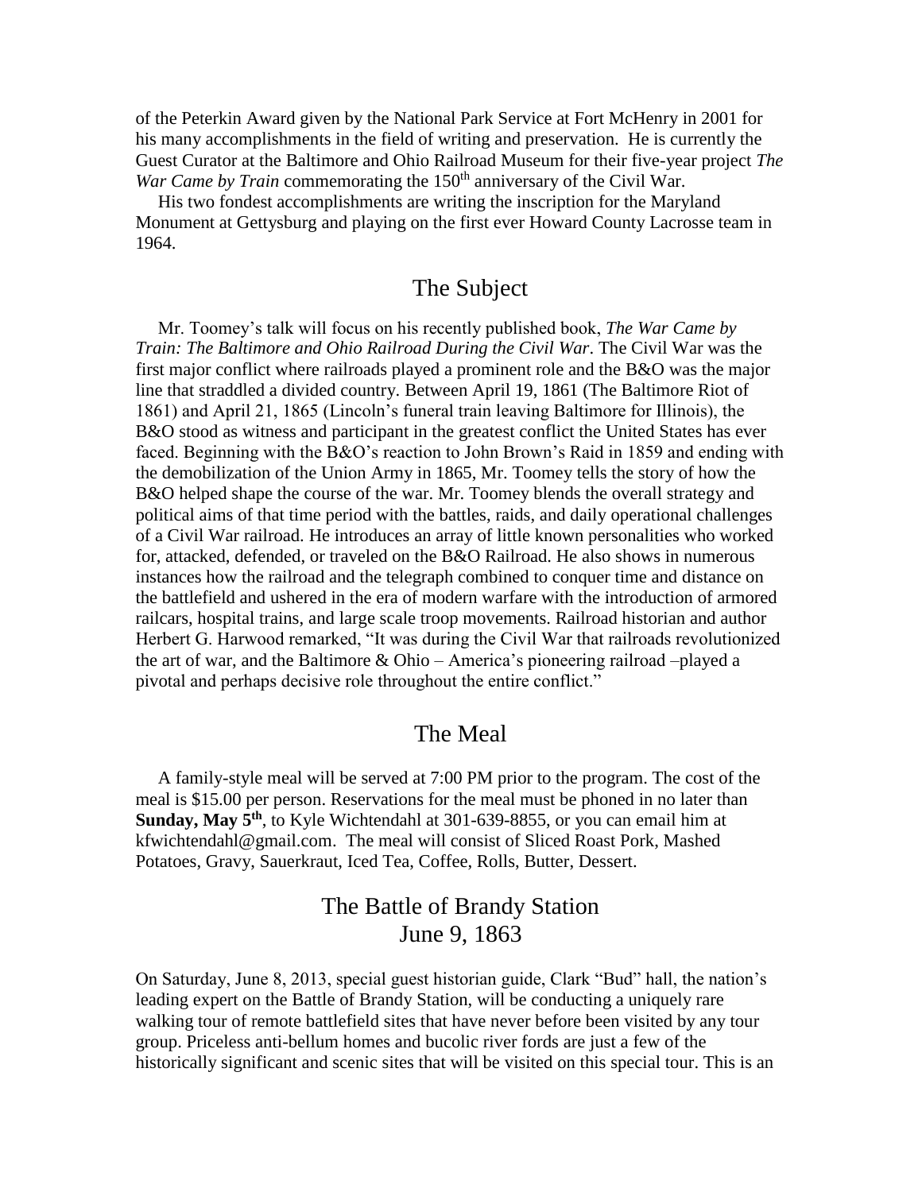of the Peterkin Award given by the National Park Service at Fort McHenry in 2001 for his many accomplishments in the field of writing and preservation. He is currently the Guest Curator at the Baltimore and Ohio Railroad Museum for their five-year project *The War Came by Train* commemorating the 150th anniversary of the Civil War.

His two fondest accomplishments are writing the inscription for the Maryland Monument at Gettysburg and playing on the first ever Howard County Lacrosse team in 1964.

## The Subject

Mr. Toomey's talk will focus on his recently published book, *The War Came by Train: The Baltimore and Ohio Railroad During the Civil War*. The Civil War was the first major conflict where railroads played a prominent role and the B&O was the major line that straddled a divided country. Between April 19, 1861 (The Baltimore Riot of 1861) and April 21, 1865 (Lincoln's funeral train leaving Baltimore for Illinois), the B&O stood as witness and participant in the greatest conflict the United States has ever faced. Beginning with the B&O's reaction to John Brown's Raid in 1859 and ending with the demobilization of the Union Army in 1865, Mr. Toomey tells the story of how the B&O helped shape the course of the war. Mr. Toomey blends the overall strategy and political aims of that time period with the battles, raids, and daily operational challenges of a Civil War railroad. He introduces an array of little known personalities who worked for, attacked, defended, or traveled on the B&O Railroad. He also shows in numerous instances how the railroad and the telegraph combined to conquer time and distance on the battlefield and ushered in the era of modern warfare with the introduction of armored railcars, hospital trains, and large scale troop movements. Railroad historian and author Herbert G. Harwood remarked, "It was during the Civil War that railroads revolutionized the art of war, and the Baltimore & Ohio – America's pioneering railroad –played a pivotal and perhaps decisive role throughout the entire conflict."

## The Meal

A family-style meal will be served at 7:00 PM prior to the program. The cost of the meal is $15.00 per person. Reservations for the meal must be phoned in no later than **Sunday, May 5th**, to Kyle Wichtendahl at 301-639-8855, or you can email him at kfwichtendahl@gmail.com. The meal will consist of Sliced Roast Pork, Mashed Potatoes, Gravy, Sauerkraut, Iced Tea, Coffee, Rolls, Butter, Dessert.

## The Battle of Brandy Station
## June 9, 1863

On Saturday, June 8, 2013, special guest historian guide, Clark "Bud" hall, the nation's leading expert on the Battle of Brandy Station, will be conducting a uniquely rare walking tour of remote battlefield sites that have never before been visited by any tour group. Priceless anti-bellum homes and bucolic river fords are just a few of the historically significant and scenic sites that will be visited on this special tour. This is an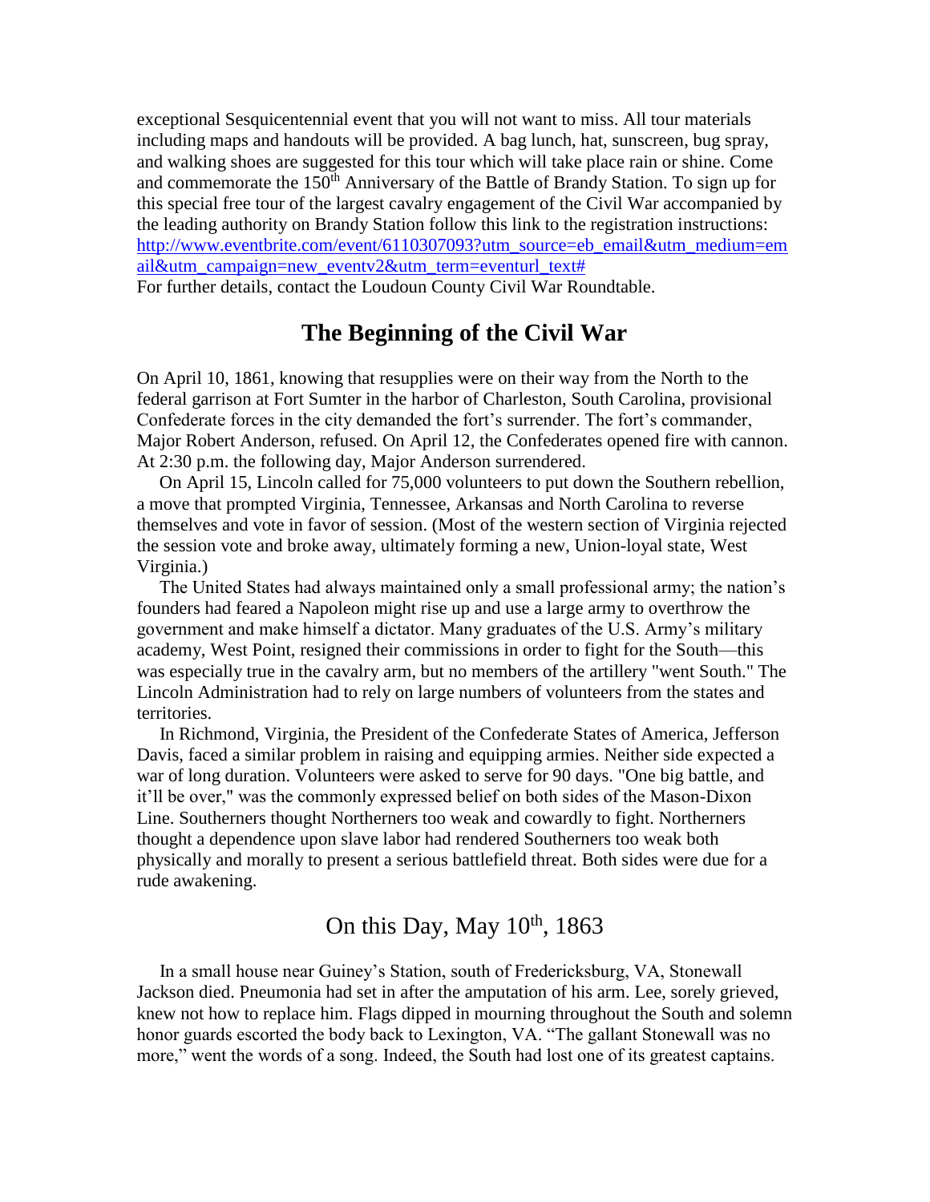exceptional Sesquicentennial event that you will not want to miss. All tour materials including maps and handouts will be provided. A bag lunch, hat, sunscreen, bug spray, and walking shoes are suggested for this tour which will take place rain or shine. Come and commemorate the 150th Anniversary of the Battle of Brandy Station. To sign up for this special free tour of the largest cavalry engagement of the Civil War accompanied by the leading authority on Brandy Station follow this link to the registration instructions: http://www.eventbrite.com/event/6110307093?utm_source=eb_email&utm_medium=email&utm_campaign=new_eventv2&utm_term=eventurl_text#

For further details, contact the Loudoun County Civil War Roundtable.

## The Beginning of the Civil War

On April 10, 1861, knowing that resupplies were on their way from the North to the federal garrison at Fort Sumter in the harbor of Charleston, South Carolina, provisional Confederate forces in the city demanded the fort's surrender. The fort's commander, Major Robert Anderson, refused. On April 12, the Confederates opened fire with cannon. At 2:30 p.m. the following day, Major Anderson surrendered.

On April 15, Lincoln called for 75,000 volunteers to put down the Southern rebellion, a move that prompted Virginia, Tennessee, Arkansas and North Carolina to reverse themselves and vote in favor of session. (Most of the western section of Virginia rejected the session vote and broke away, ultimately forming a new, Union-loyal state, West Virginia.)

The United States had always maintained only a small professional army; the nation's founders had feared a Napoleon might rise up and use a large army to overthrow the government and make himself a dictator. Many graduates of the U.S. Army's military academy, West Point, resigned their commissions in order to fight for the South—this was especially true in the cavalry arm, but no members of the artillery "went South." The Lincoln Administration had to rely on large numbers of volunteers from the states and territories.

In Richmond, Virginia, the President of the Confederate States of America, Jefferson Davis, faced a similar problem in raising and equipping armies. Neither side expected a war of long duration. Volunteers were asked to serve for 90 days. "One big battle, and it'll be over," was the commonly expressed belief on both sides of the Mason-Dixon Line. Southerners thought Northerners too weak and cowardly to fight. Northerners thought a dependence upon slave labor had rendered Southerners too weak both physically and morally to present a serious battlefield threat. Both sides were due for a rude awakening.

## On this Day, May 10th, 1863

In a small house near Guiney's Station, south of Fredericksburg, VA, Stonewall Jackson died. Pneumonia had set in after the amputation of his arm. Lee, sorely grieved, knew not how to replace him. Flags dipped in mourning throughout the South and solemn honor guards escorted the body back to Lexington, VA. "The gallant Stonewall was no more," went the words of a song. Indeed, the South had lost one of its greatest captains.